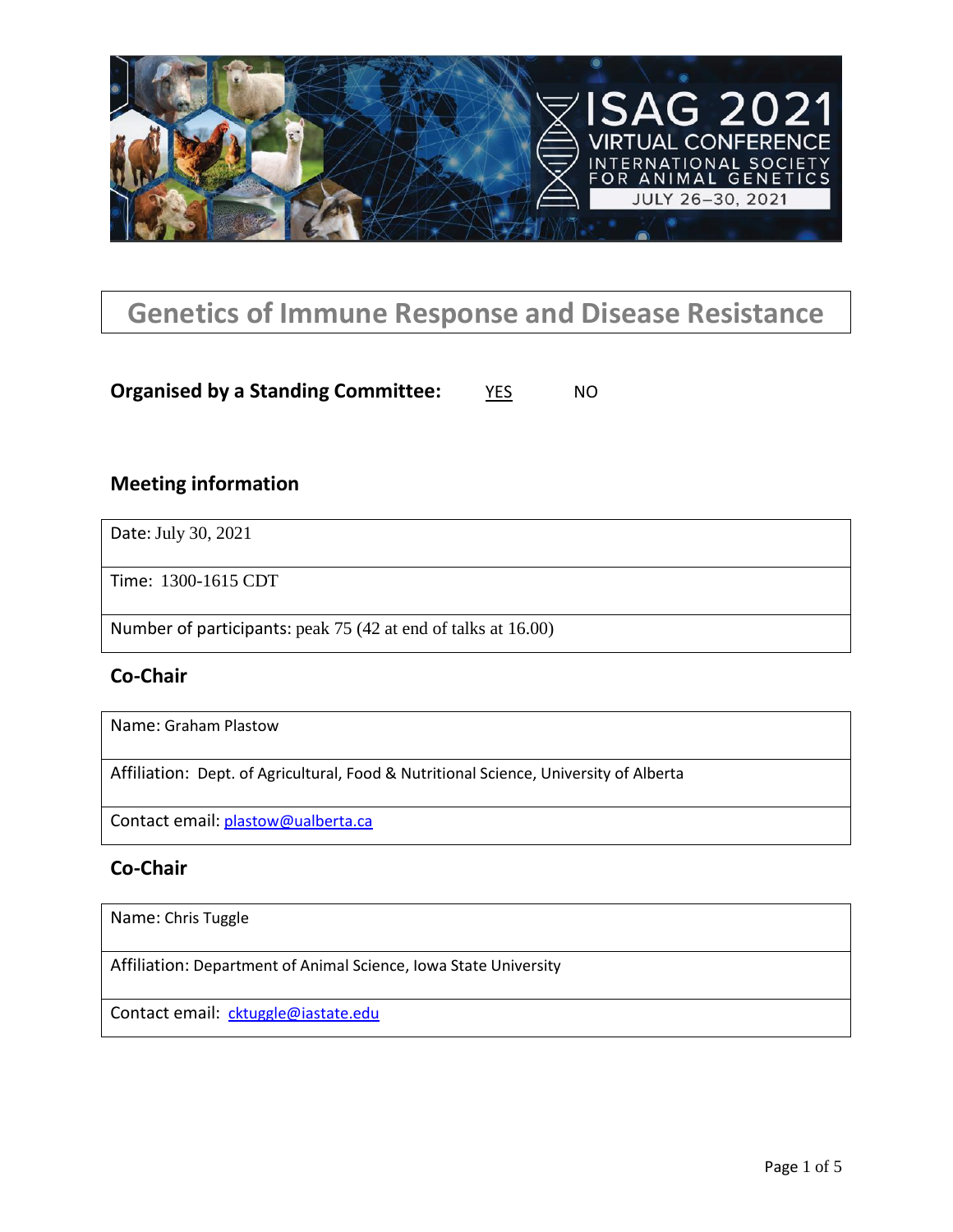# Genetics of Immune Response and Disease Resistance

**Organised by a Standing Committee:** YES NO

## Meeting information

| |
|---|
| Date: July 30, 2021 |
| Time: 1300-1615 CDT |
| Number of participants: peak 75 (42 at end of talks at 16.00) |

## Co-Chair

| |
|---|
| Name: Graham Plastow |
| Affiliation: Dept. of Agricultural, Food & Nutritional Science, University of Alberta |
| Contact email: plastow@ualberta.ca |

## Co-Chair

| |
|---|
| Name: Chris Tuggle |
| Affiliation: Department of Animal Science, Iowa State University |
| Contact email: cktuggle@iastate.edu |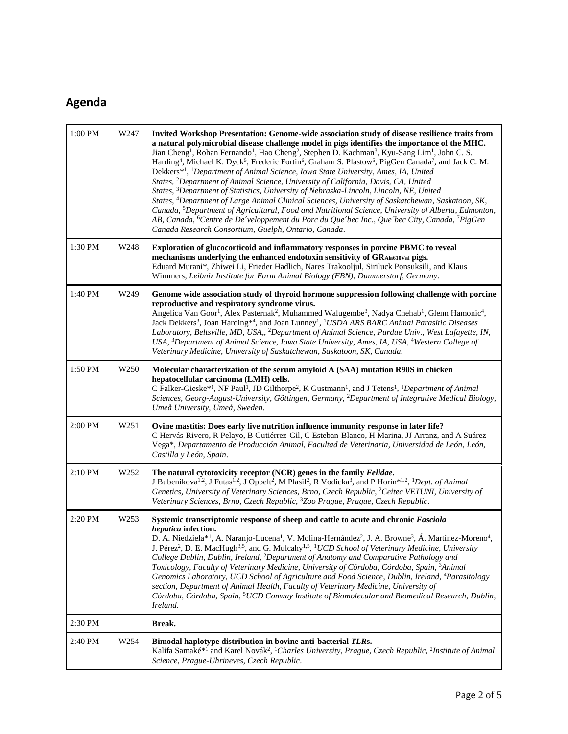## Agenda

| | | |
|---|---|---|
| 1:00 PM | W247 | **Invited Workshop Presentation: Genome-wide association study of disease resilience traits from a natural polymicrobial disease challenge model in pigs identifies the importance of the MHC.** Jian Cheng[1], Rohan Fernando[1], Hao Cheng[2], Stephen D. Kachman[3], Kyu-Sang Lim[1], John C. S. Harding[4], Michael K. Dyck[5], Frederic Fortin[6], Graham S. Plastow[5], PigGen Canada[7], and Jack C. M. Dekkers*[1], [1]*Department of Animal Science, Iowa State University, Ames, IA, United States*, [2]*Department of Animal Science, University of California, Davis, CA, United States*, [3]*Department of Statistics, University of Nebraska-Lincoln, Lincoln, NE, United States*, [4]*Department of Large Animal Clinical Sciences, University of Saskatchewan, Saskatoon, SK, Canada*, [5]*Department of Agricultural, Food and Nutritional Science, University of Alberta, Edmonton, AB, Canada*, [6]*Centre de De´veloppement du Porc du Que´bec Inc., Que´bec City, Canada*, [7]*PigGen Canada Research Consortium, Guelph, Ontario, Canada*. |
| 1:30 PM | W248 | **Exploration of glucocorticoid and inflammatory responses in porcine PBMC to reveal mechanisms underlying the enhanced endotoxin sensitivity of $GR_{Ala610Val}$ pigs.** Eduard Murani*, Zhiwei Li, Frieder Hadlich, Nares Trakooljul, Siriluck Ponsuksili, and Klaus Wimmers, *Leibniz Institute for Farm Animal Biology (FBN), Dummerstorf, Germany*. |
| 1:40 PM | W249 | **Genome wide association study of thyroid hormone suppression following challenge with porcine reproductive and respiratory syndrome virus.** Angelica Van Goor[1], Alex Pasternak[2], Muhammed Walugembe[3], Nadya Chehab[1], Glenn Hamonic[4], Jack Dekkers[3], Joan Harding*[4], and Joan Lunney[1], [1]*USDA ARS BARC Animal Parasitic Diseases Laboratory, Beltsville, MD, USA,*, [2]*Department of Animal Science, Purdue Univ., West Lafayette, IN, USA*, [3]*Department of Animal Science, Iowa State University, Ames, IA, USA*, [4]*Western College of Veterinary Medicine, University of Saskatchewan, Saskatoon, SK, Canada*. |
| 1:50 PM | W250 | **Molecular characterization of the serum amyloid A (SAA) mutation R90S in chicken hepatocellular carcinoma (LMH) cells.** C Falker-Gieske*[1], NF Paul[1], JD Gilthorpe[2], K Gustmann[1], and J Tetens[1], [1]*Department of Animal Sciences, Georg-August-University, Göttingen, Germany*, [2]*Department of Integrative Medical Biology, Umeå University, Umeå, Sweden*. |
| 2:00 PM | W251 | **Ovine mastitis: Does early live nutrition influence immunity response in later life?** C Hervás-Rivero, R Pelayo, B Gutiérrez-Gil, C Esteban-Blanco, H Marina, JJ Arranz, and A Suárez-Vega*, *Departamento de Producción Animal, Facultad de Veterinaria, Universidad de León, León, Castilla y León, Spain*. |
| 2:10 PM | W252 | **The natural cytotoxicity receptor (NCR) genes in the family *Felidae*.** J Bubenikova[1,2], J Futas[1,2], J Oppelt[2], M Plasil[2], R Vodicka[3], and P Horin*[1,2], [1]*Dept. of Animal Genetics, University of Veterinary Sciences, Brno, Czech Republic*, [2]*Ceitec VETUNI, University of Veterinary Sciences, Brno, Czech Republic*, [3]*Zoo Prague, Prague, Czech Republic*. |
| 2:20 PM | W253 | **Systemic transcriptomic response of sheep and cattle to acute and chronic *Fasciola hepatica* infection.** D. A. Niedziela*[1], A. Naranjo-Lucena[1], V. Molina-Hernández[2], J. A. Browne[3], Á. Martínez-Moreno[4], J. Pérez[2], D. E. MacHugh[3,5], and G. Mulcahy[1,5], [1]*UCD School of Veterinary Medicine, University College Dublin, Dublin, Ireland*, [2]*Department of Anatomy and Comparative Pathology and Toxicology, Faculty of Veterinary Medicine, University of Córdoba, Córdoba, Spain*, [3]*Animal Genomics Laboratory, UCD School of Agriculture and Food Science, Dublin, Ireland*, [4]*Parasitology section, Department of Animal Health, Faculty of Veterinary Medicine, University of Córdoba, Córdoba, Spain*, [5]*UCD Conway Institute of Biomolecular and Biomedical Research, Dublin, Ireland*. |
| 2:30 PM | | **Break.** |
| 2:40 PM | W254 | **Bimodal haplotype distribution in bovine anti-bacterial *TLRs*.** Kalifa Samaké*[1] and Karel Novák[2], [1]*Charles University, Prague, Czech Republic*, [2]*Institute of Animal Science, Prague-Uhrineves, Czech Republic*. |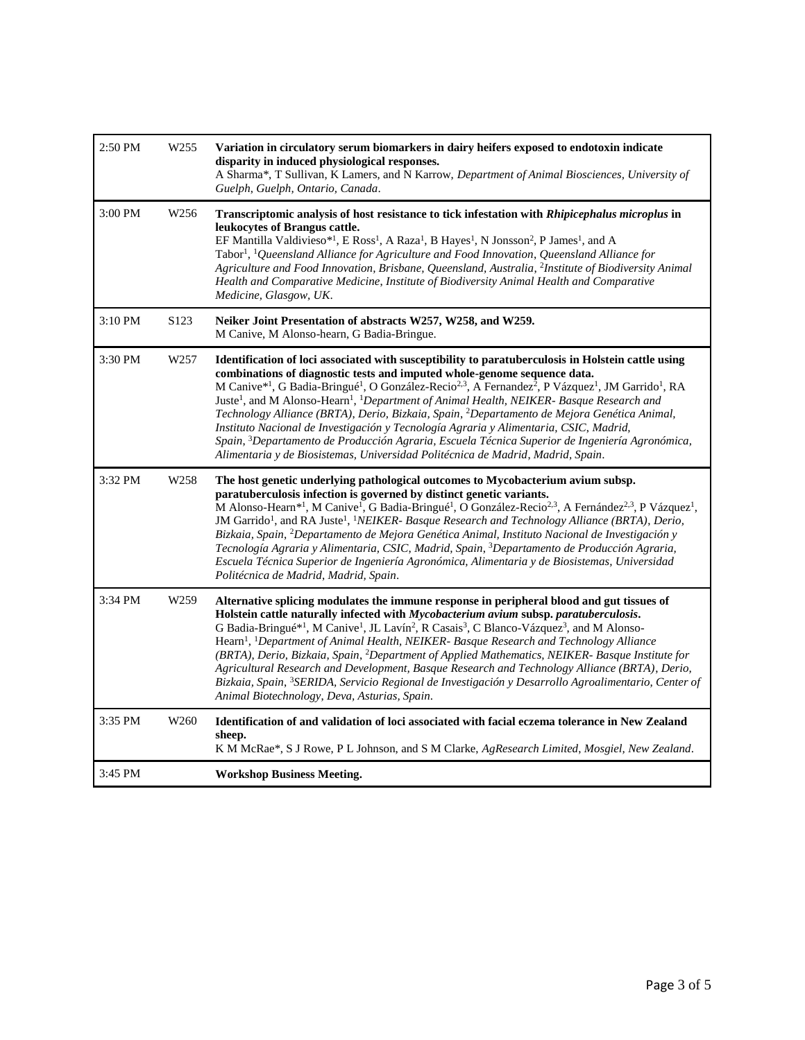| | | |
|---|---|---|
| 2:50 PM | W255 | **Variation in circulatory serum biomarkers in dairy heifers exposed to endotoxin indicate disparity in induced physiological responses.** A Sharma*, T Sullivan, K Lamers, and N Karrow, *Department of Animal Biosciences, University of Guelph, Guelph, Ontario, Canada*. |
| 3:00 PM | W256 | **Transcriptomic analysis of host resistance to tick infestation with *Rhipicephalus microplus* in leukocytes of Brangus cattle.** EF Mantilla Valdivieso*[1], E Ross[1], A Raza[1], B Hayes[1], N Jonsson[2], P James[1], and A Tabor[1], [1]*Queensland Alliance for Agriculture and Food Innovation, Queensland Alliance for Agriculture and Food Innovation, Brisbane, Queensland, Australia*, [2]*Institute of Biodiversity Animal Health and Comparative Medicine, Institute of Biodiversity Animal Health and Comparative Medicine, Glasgow, UK*. |
| 3:10 PM | S123 | **Neiker Joint Presentation of abstracts W257, W258, and W259.** M Canive, M Alonso-hearn, G Badia-Bringue. |
| 3:30 PM | W257 | **Identification of loci associated with susceptibility to paratuberculosis in Holstein cattle using combinations of diagnostic tests and imputed whole-genome sequence data.** M Canive*[1], G Badia-Bringué[1], O González-Recio[2,3], A Fernandez[2], P Vázquez[1], JM Garrido[1], RA Juste[1], and M Alonso-Hearn[1], [1]*Department of Animal Health, NEIKER- Basque Research and Technology Alliance (BRTA), Derio, Bizkaia, Spain*, [2]*Departamento de Mejora Genética Animal, Instituto Nacional de Investigación y Tecnología Agraria y Alimentaria, CSIC, Madrid, Spain*, [3]*Departamento de Producción Agraria, Escuela Técnica Superior de Ingeniería Agronómica, Alimentaria y de Biosistemas, Universidad Politécnica de Madrid, Madrid, Spain*. |
| 3:32 PM | W258 | **The host genetic underlying pathological outcomes to Mycobacterium avium subsp. paratuberculosis infection is governed by distinct genetic variants.** M Alonso-Hearn*[1], M Canive[1], G Badia-Bringué[1], O González-Recio[2,3], A Fernández[2,3], P Vázquez[1], JM Garrido[1], and RA Juste[1], [1]*NEIKER- Basque Research and Technology Alliance (BRTA), Derio, Bizkaia, Spain*, [2]*Departamento de Mejora Genética Animal, Instituto Nacional de Investigación y Tecnología Agraria y Alimentaria, CSIC, Madrid, Spain*, [3]*Departamento de Producción Agraria, Escuela Técnica Superior de Ingeniería Agronómica, Alimentaria y de Biosistemas, Universidad Politécnica de Madrid, Madrid, Spain*. |
| 3:34 PM | W259 | **Alternative splicing modulates the immune response in peripheral blood and gut tissues of Holstein cattle naturally infected with *Mycobacterium avium* subsp. *paratuberculosis*.** G Badia-Bringué*[1], M Canive[1], JL Lavín[2], R Casais[3], C Blanco-Vázquez[3], and M Alonso-Hearn[1], [1]*Department of Animal Health, NEIKER- Basque Research and Technology Alliance (BRTA), Derio, Bizkaia, Spain*, [2]*Department of Applied Mathematics, NEIKER- Basque Institute for Agricultural Research and Development, Basque Research and Technology Alliance (BRTA), Derio, Bizkaia, Spain*, [3]*SERIDA, Servicio Regional de Investigación y Desarrollo Agroalimentario, Center of Animal Biotechnology, Deva, Asturias, Spain*. |
| 3:35 PM | W260 | **Identification of and validation of loci associated with facial eczema tolerance in New Zealand sheep.** K M McRae*, S J Rowe, P L Johnson, and S M Clarke, *AgResearch Limited, Mosgiel, New Zealand*. |
| 3:45 PM | | **Workshop Business Meeting.** |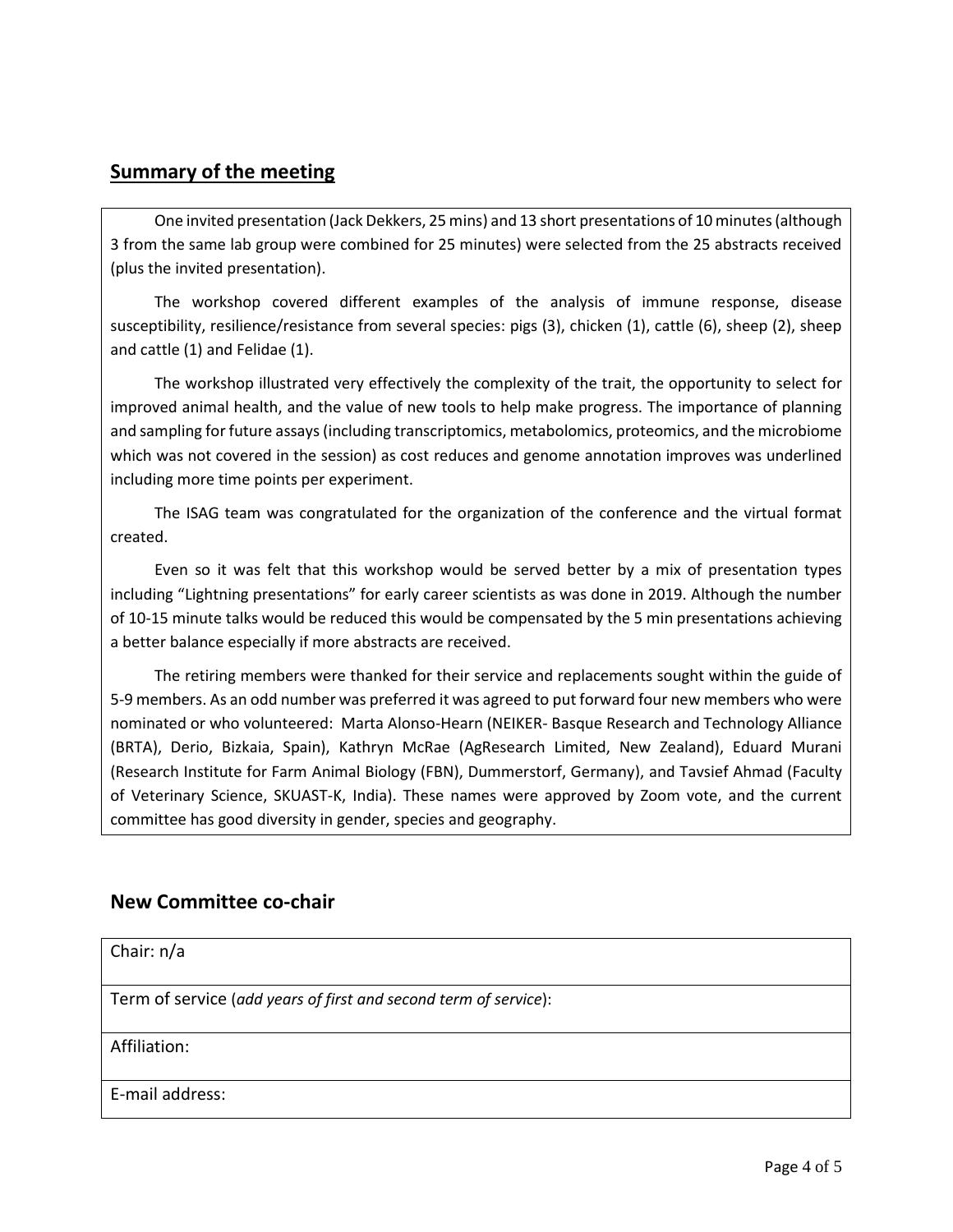## Summary of the meeting

One invited presentation (Jack Dekkers, 25 mins) and 13 short presentations of 10 minutes (although 3 from the same lab group were combined for 25 minutes) were selected from the 25 abstracts received (plus the invited presentation).

The workshop covered different examples of the analysis of immune response, disease susceptibility, resilience/resistance from several species: pigs (3), chicken (1), cattle (6), sheep (2), sheep and cattle (1) and Felidae (1).

The workshop illustrated very effectively the complexity of the trait, the opportunity to select for improved animal health, and the value of new tools to help make progress. The importance of planning and sampling for future assays (including transcriptomics, metabolomics, proteomics, and the microbiome which was not covered in the session) as cost reduces and genome annotation improves was underlined including more time points per experiment.

The ISAG team was congratulated for the organization of the conference and the virtual format created.

Even so it was felt that this workshop would be served better by a mix of presentation types including "Lightning presentations" for early career scientists as was done in 2019. Although the number of 10-15 minute talks would be reduced this would be compensated by the 5 min presentations achieving a better balance especially if more abstracts are received.

The retiring members were thanked for their service and replacements sought within the guide of 5-9 members. As an odd number was preferred it was agreed to put forward four new members who were nominated or who volunteered: Marta Alonso-Hearn (NEIKER- Basque Research and Technology Alliance (BRTA), Derio, Bizkaia, Spain), Kathryn McRae (AgResearch Limited, New Zealand), Eduard Murani (Research Institute for Farm Animal Biology (FBN), Dummerstorf, Germany), and Tavsief Ahmad (Faculty of Veterinary Science, SKUAST-K, India). These names were approved by Zoom vote, and the current committee has good diversity in gender, species and geography.

## New Committee co-chair

| Chair: n/a |
| --- |
| Term of service (*add years of first and second term of service*): |
| Affiliation: |
| E-mail address: |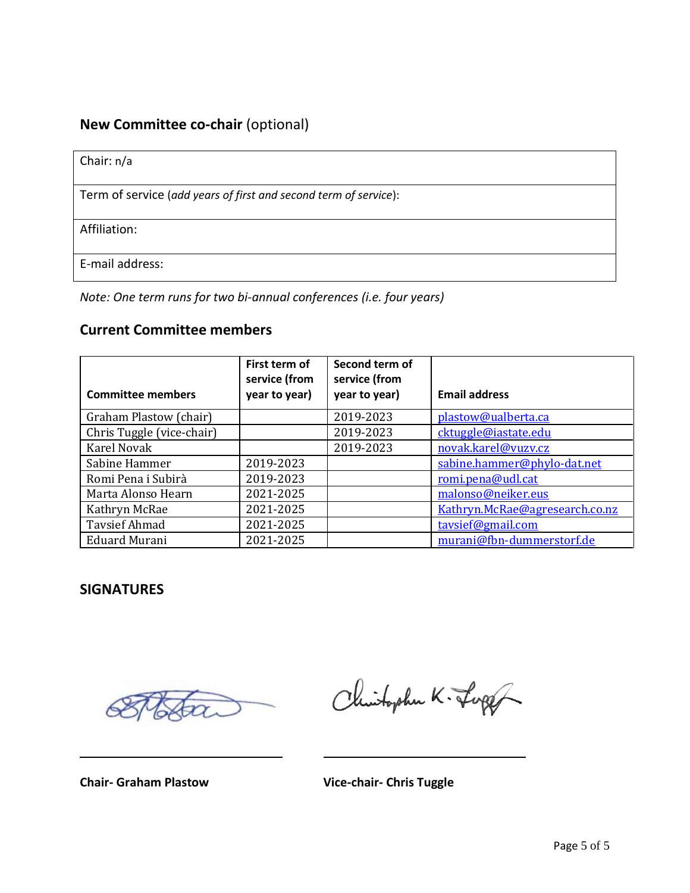## **New Committee co-chair** (optional)

| |
|---|
| Chair: n/a |
| Term of service (*add years of first and second term of service*): |
| Affiliation: |
| E-mail address: |

*Note: One term runs for two bi-annual conferences (i.e. four years)*

## Current Committee members

| Committee members | First term of service (from year to year) | Second term of service (from year to year) | Email address |
|---|---|---|---|
| Graham Plastow (chair) | | 2019-2023 | plastow@ualberta.ca |
| Chris Tuggle (vice-chair) | | 2019-2023 | cktuggle@iastate.edu |
| Karel Novak | | 2019-2023 | novak.karel@vuzv.cz |
| Sabine Hammer | 2019-2023 | | sabine.hammer@phylo-dat.net |
| Romi Pena i Subirà | 2019-2023 | | romi.pena@udl.cat |
| Marta Alonso Hearn | 2021-2025 | | malonso@neiker.eus |
| Kathryn McRae | 2021-2025 | | Kathryn.McRae@agresearch.co.nz |
| Tavsief Ahmad | 2021-2025 | | tavsief@gmail.com |
| Eduard Murani | 2021-2025 | | murani@fbn-dummerstorf.de |

## SIGNATURES

**Chair- Graham Plastow**

**Vice-chair- Chris Tuggle**